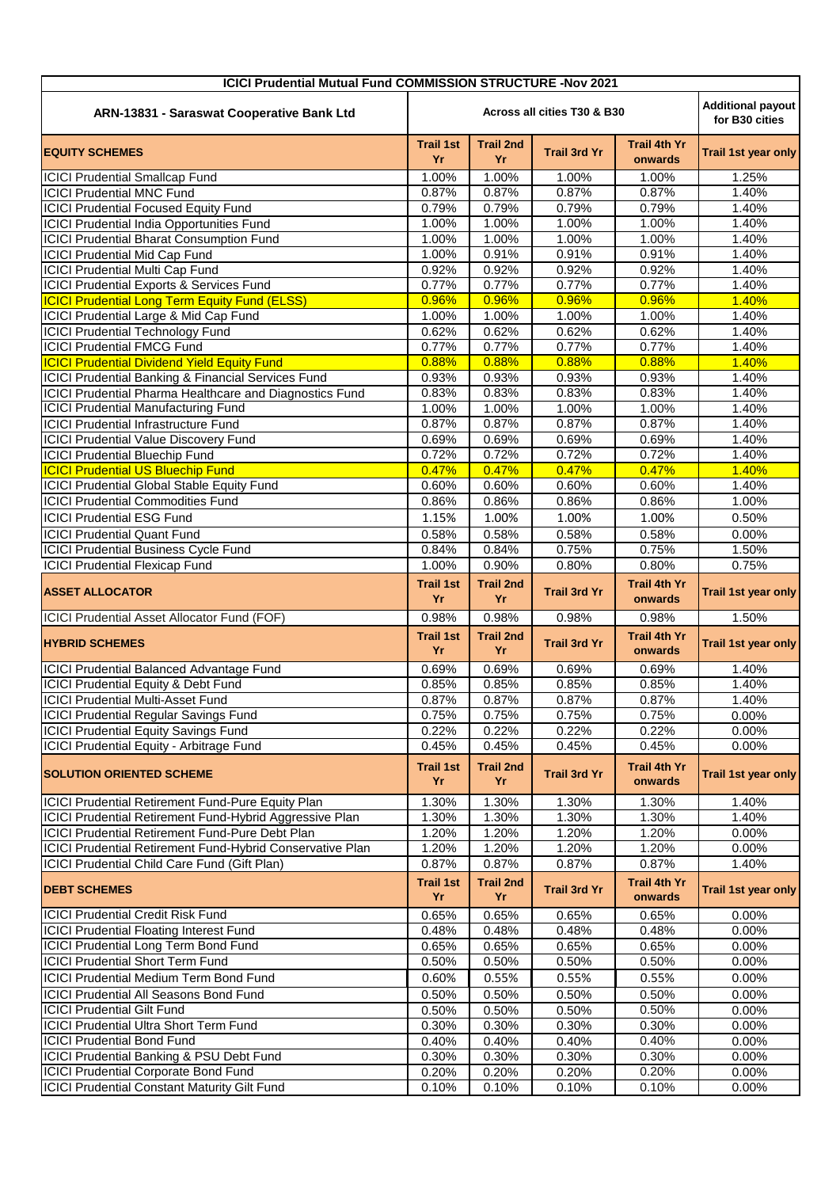| ICICI Prudential Mutual Fund COMMISSION STRUCTURE -Nov 2021 | | | | | |
|---|---|---|---|---|---|
| ARN-13831 - Saraswat Cooperative Bank Ltd | Across all cities T30 & B30 | | | | Additional payout for B30 cities |
| **EQUITY SCHEMES** | **Trail 1st Yr** | **Trail 2nd Yr** | **Trail 3rd Yr** | **Trail 4th Yr onwards** | **Trail 1st year only** |
| ICICI Prudential Smallcap Fund | 1.00% | 1.00% | 1.00% | 1.00% | 1.25% |
| ICICI Prudential MNC Fund | 0.87% | 0.87% | 0.87% | 0.87% | 1.40% |
| ICICI Prudential Focused Equity Fund | 0.79% | 0.79% | 0.79% | 0.79% | 1.40% |
| ICICI Prudential India Opportunities Fund | 1.00% | 1.00% | 1.00% | 1.00% | 1.40% |
| ICICI Prudential Bharat Consumption Fund | 1.00% | 1.00% | 1.00% | 1.00% | 1.40% |
| ICICI Prudential Mid Cap Fund | 1.00% | 0.91% | 0.91% | 0.91% | 1.40% |
| ICICI Prudential Multi Cap Fund | 0.92% | 0.92% | 0.92% | 0.92% | 1.40% |
| ICICI Prudential Exports & Services Fund | 0.77% | 0.77% | 0.77% | 0.77% | 1.40% |
| ICICI Prudential Long Term Equity Fund (ELSS) | 0.96% | 0.96% | 0.96% | 0.96% | 1.40% |
| ICICI Prudential Large & Mid Cap Fund | 1.00% | 1.00% | 1.00% | 1.00% | 1.40% |
| ICICI Prudential Technology Fund | 0.62% | 0.62% | 0.62% | 0.62% | 1.40% |
| ICICI Prudential FMCG Fund | 0.77% | 0.77% | 0.77% | 0.77% | 1.40% |
| ICICI Prudential Dividend Yield Equity Fund | 0.88% | 0.88% | 0.88% | 0.88% | 1.40% |
| ICICI Prudential Banking & Financial Services Fund | 0.93% | 0.93% | 0.93% | 0.93% | 1.40% |
| ICICI Prudential Pharma Healthcare and Diagnostics Fund | 0.83% | 0.83% | 0.83% | 0.83% | 1.40% |
| ICICI Prudential Manufacturing Fund | 1.00% | 1.00% | 1.00% | 1.00% | 1.40% |
| ICICI Prudential Infrastructure Fund | 0.87% | 0.87% | 0.87% | 0.87% | 1.40% |
| ICICI Prudential Value Discovery Fund | 0.69% | 0.69% | 0.69% | 0.69% | 1.40% |
| ICICI Prudential Bluechip Fund | 0.72% | 0.72% | 0.72% | 0.72% | 1.40% |
| ICICI Prudential US Bluechip Fund | 0.47% | 0.47% | 0.47% | 0.47% | 1.40% |
| ICICI Prudential Global Stable Equity Fund | 0.60% | 0.60% | 0.60% | 0.60% | 1.40% |
| ICICI Prudential Commodities Fund | 0.86% | 0.86% | 0.86% | 0.86% | 1.00% |
| ICICI Prudential ESG Fund | 1.15% | 1.00% | 1.00% | 1.00% | 0.50% |
| ICICI Prudential Quant Fund | 0.58% | 0.58% | 0.58% | 0.58% | 0.00% |
| ICICI Prudential Business Cycle Fund | 0.84% | 0.84% | 0.75% | 0.75% | 1.50% |
| ICICI Prudential Flexicap Fund | 1.00% | 0.90% | 0.80% | 0.80% | 0.75% |
| **ASSET ALLOCATOR** | **Trail 1st Yr** | **Trail 2nd Yr** | **Trail 3rd Yr** | **Trail 4th Yr onwards** | **Trail 1st year only** |
| ICICI Prudential Asset Allocator Fund (FOF) | 0.98% | 0.98% | 0.98% | 0.98% | 1.50% |
| **HYBRID SCHEMES** | **Trail 1st Yr** | **Trail 2nd Yr** | **Trail 3rd Yr** | **Trail 4th Yr onwards** | **Trail 1st year only** |
| ICICI Prudential Balanced Advantage Fund | 0.69% | 0.69% | 0.69% | 0.69% | 1.40% |
| ICICI Prudential Equity & Debt Fund | 0.85% | 0.85% | 0.85% | 0.85% | 1.40% |
| ICICI Prudential Multi-Asset Fund | 0.87% | 0.87% | 0.87% | 0.87% | 1.40% |
| ICICI Prudential Regular Savings Fund | 0.75% | 0.75% | 0.75% | 0.75% | 0.00% |
| ICICI Prudential Equity Savings Fund | 0.22% | 0.22% | 0.22% | 0.22% | 0.00% |
| ICICI Prudential Equity - Arbitrage Fund | 0.45% | 0.45% | 0.45% | 0.45% | 0.00% |
| **SOLUTION ORIENTED SCHEME** | **Trail 1st Yr** | **Trail 2nd Yr** | **Trail 3rd Yr** | **Trail 4th Yr onwards** | **Trail 1st year only** |
| ICICI Prudential Retirement Fund-Pure Equity Plan | 1.30% | 1.30% | 1.30% | 1.30% | 1.40% |
| ICICI Prudential Retirement Fund-Hybrid Aggressive Plan | 1.30% | 1.30% | 1.30% | 1.30% | 1.40% |
| ICICI Prudential Retirement Fund-Pure Debt Plan | 1.20% | 1.20% | 1.20% | 1.20% | 0.00% |
| ICICI Prudential Retirement Fund-Hybrid Conservative Plan | 1.20% | 1.20% | 1.20% | 1.20% | 0.00% |
| ICICI Prudential Child Care Fund (Gift Plan) | 0.87% | 0.87% | 0.87% | 0.87% | 1.40% |
| **DEBT SCHEMES** | **Trail 1st Yr** | **Trail 2nd Yr** | **Trail 3rd Yr** | **Trail 4th Yr onwards** | **Trail 1st year only** |
| ICICI Prudential Credit Risk Fund | 0.65% | 0.65% | 0.65% | 0.65% | 0.00% |
| ICICI Prudential Floating Interest Fund | 0.48% | 0.48% | 0.48% | 0.48% | 0.00% |
| ICICI Prudential Long Term Bond Fund | 0.65% | 0.65% | 0.65% | 0.65% | 0.00% |
| ICICI Prudential Short Term Fund | 0.50% | 0.50% | 0.50% | 0.50% | 0.00% |
| ICICI Prudential Medium Term Bond Fund | 0.60% | 0.55% | 0.55% | 0.55% | 0.00% |
| ICICI Prudential All Seasons Bond Fund | 0.50% | 0.50% | 0.50% | 0.50% | 0.00% |
| ICICI Prudential Gilt Fund | 0.50% | 0.50% | 0.50% | 0.50% | 0.00% |
| ICICI Prudential Ultra Short Term Fund | 0.30% | 0.30% | 0.30% | 0.30% | 0.00% |
| ICICI Prudential Bond Fund | 0.40% | 0.40% | 0.40% | 0.40% | 0.00% |
| ICICI Prudential Banking & PSU Debt Fund | 0.30% | 0.30% | 0.30% | 0.30% | 0.00% |
| ICICI Prudential Corporate Bond Fund | 0.20% | 0.20% | 0.20% | 0.20% | 0.00% |
| ICICI Prudential Constant Maturity Gilt Fund | 0.10% | 0.10% | 0.10% | 0.10% | 0.00% |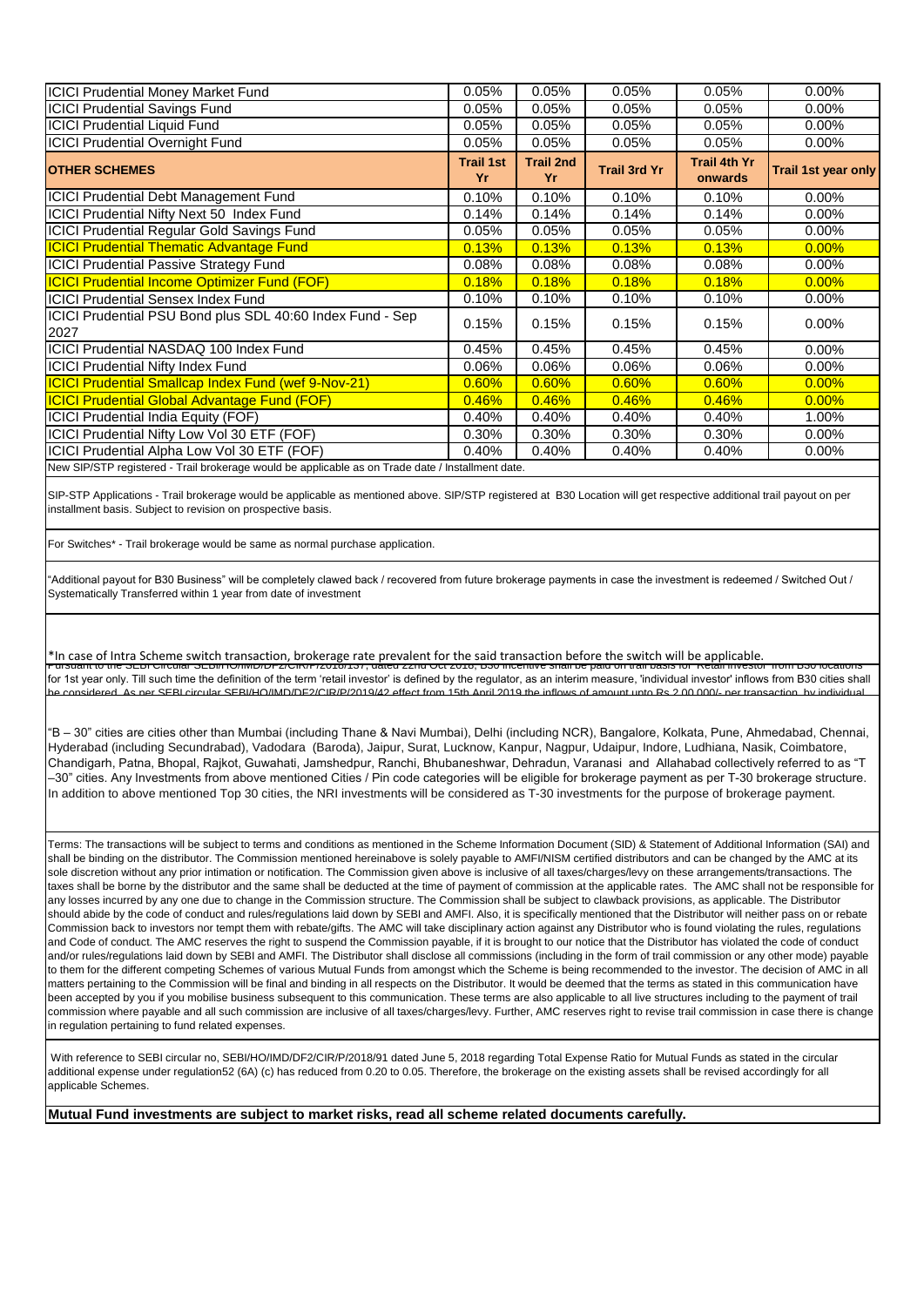| | | | | | |
|---|---|---|---|---|---|
| ICICI Prudential Money Market Fund | 0.05% | 0.05% | 0.05% | 0.05% | 0.00% |
| ICICI Prudential Savings Fund | 0.05% | 0.05% | 0.05% | 0.05% | 0.00% |
| ICICI Prudential Liquid Fund | 0.05% | 0.05% | 0.05% | 0.05% | 0.00% |
| ICICI Prudential Overnight Fund | 0.05% | 0.05% | 0.05% | 0.05% | 0.00% |
| **OTHER SCHEMES** | **Trail 1st Yr** | **Trail 2nd Yr** | **Trail 3rd Yr** | **Trail 4th Yr onwards** | **Trail 1st year only** |
| ICICI Prudential Debt Management Fund | 0.10% | 0.10% | 0.10% | 0.10% | 0.00% |
| ICICI Prudential Nifty Next 50 Index Fund | 0.14% | 0.14% | 0.14% | 0.14% | 0.00% |
| ICICI Prudential Regular Gold Savings Fund | 0.05% | 0.05% | 0.05% | 0.05% | 0.00% |
| ICICI Prudential Thematic Advantage Fund | 0.13% | 0.13% | 0.13% | 0.13% | 0.00% |
| ICICI Prudential Passive Strategy Fund | 0.08% | 0.08% | 0.08% | 0.08% | 0.00% |
| ICICI Prudential Income Optimizer Fund (FOF) | 0.18% | 0.18% | 0.18% | 0.18% | 0.00% |
| ICICI Prudential Sensex Index Fund | 0.10% | 0.10% | 0.10% | 0.10% | 0.00% |
| ICICI Prudential PSU Bond plus SDL 40:60 Index Fund - Sep 2027 | 0.15% | 0.15% | 0.15% | 0.15% | 0.00% |
| ICICI Prudential NASDAQ 100 Index Fund | 0.45% | 0.45% | 0.45% | 0.45% | 0.00% |
| ICICI Prudential Nifty Index Fund | 0.06% | 0.06% | 0.06% | 0.06% | 0.00% |
| ICICI Prudential Smallcap Index Fund (wef 9-Nov-21) | 0.60% | 0.60% | 0.60% | 0.60% | 0.00% |
| ICICI Prudential Global Advantage Fund (FOF) | 0.46% | 0.46% | 0.46% | 0.46% | 0.00% |
| ICICI Prudential India Equity (FOF) | 0.40% | 0.40% | 0.40% | 0.40% | 1.00% |
| ICICI Prudential Nifty Low Vol 30 ETF (FOF) | 0.30% | 0.30% | 0.30% | 0.30% | 0.00% |
| ICICI Prudential Alpha Low Vol 30 ETF (FOF) | 0.40% | 0.40% | 0.40% | 0.40% | 0.00% |

New SIP/STP registered - Trail brokerage would be applicable as on Trade date / Installment date.

SIP-STP Applications - Trail brokerage would be applicable as mentioned above. SIP/STP registered at B30 Location will get respective additional trail payout on per installment basis. Subject to revision on prospective basis.

For Switches* - Trail brokerage would be same as normal purchase application.

"Additional payout for B30 Business" will be completely clawed back / recovered from future brokerage payments in case the investment is redeemed / Switched Out / Systematically Transferred within 1 year from date of investment

*In case of Intra Scheme switch transaction, brokerage rate prevalent for the said transaction before the switch will be applicable.

Pursuant to the SEBI Circular SEBI/HO/IMD/DF2/CIR/P/2018/137, dated 22nd Oct 2018, B30 incentive shall be paid on trail basis for 'Retail investor' from B30 locations for 1st year only. Till such time the definition of the term 'retail investor' is defined by the regulator, as an interim measure, 'individual investor' inflows from B30 cities shall be considered. As per SEBI circular SEBI/HO/IMD/DF2/CIR/P/2019/42 effect from 15th April 2019 the inflows of amount upto Rs 2,00,000/- per transaction, by individual

"B – 30" cities are cities other than Mumbai (including Thane & Navi Mumbai), Delhi (including NCR), Bangalore, Kolkata, Pune, Ahmedabad, Chennai, Hyderabad (including Secundrabad), Vadodara (Baroda), Jaipur, Surat, Lucknow, Kanpur, Nagpur, Udaipur, Indore, Ludhiana, Nasik, Coimbatore, Chandigarh, Patna, Bhopal, Rajkot, Guwahati, Jamshedpur, Ranchi, Bhubaneshwar, Dehradun, Varanasi and Allahabad collectively referred to as "T –30" cities. Any Investments from above mentioned Cities / Pin code categories will be eligible for brokerage payment as per T-30 brokerage structure. In addition to above mentioned Top 30 cities, the NRI investments will be considered as T-30 investments for the purpose of brokerage payment.

Terms: The transactions will be subject to terms and conditions as mentioned in the Scheme Information Document (SID) & Statement of Additional Information (SAI) and shall be binding on the distributor. The Commission mentioned hereinabove is solely payable to AMFI/NISM certified distributors and can be changed by the AMC at its sole discretion without any prior intimation or notification. The Commission given above is inclusive of all taxes/charges/levy on these arrangements/transactions. The taxes shall be borne by the distributor and the same shall be deducted at the time of payment of commission at the applicable rates. The AMC shall not be responsible for any losses incurred by any one due to change in the Commission structure. The Commission shall be subject to clawback provisions, as applicable. The Distributor should abide by the code of conduct and rules/regulations laid down by SEBI and AMFI. Also, it is specifically mentioned that the Distributor will neither pass on or rebate Commission back to investors nor tempt them with rebate/gifts. The AMC will take disciplinary action against any Distributor who is found violating the rules, regulations and Code of conduct. The AMC reserves the right to suspend the Commission payable, if it is brought to our notice that the Distributor has violated the code of conduct and/or rules/regulations laid down by SEBI and AMFI. The Distributor shall disclose all commissions (including in the form of trail commission or any other mode) payable to them for the different competing Schemes of various Mutual Funds from amongst which the Scheme is being recommended to the investor. The decision of AMC in all matters pertaining to the Commission will be final and binding in all respects on the Distributor. It would be deemed that the terms as stated in this communication have been accepted by you if you mobilise business subsequent to this communication. These terms are also applicable to all live structures including to the payment of trail commission where payable and all such commission are inclusive of all taxes/charges/levy. Further, AMC reserves right to revise trail commission in case there is change in regulation pertaining to fund related expenses.

With reference to SEBI circular no, SEBI/HO/IMD/DF2/CIR/P/2018/91 dated June 5, 2018 regarding Total Expense Ratio for Mutual Funds as stated in the circular additional expense under regulation52 (6A) (c) has reduced from 0.20 to 0.05. Therefore, the brokerage on the existing assets shall be revised accordingly for all applicable Schemes.

**Mutual Fund investments are subject to market risks, read all scheme related documents carefully.**